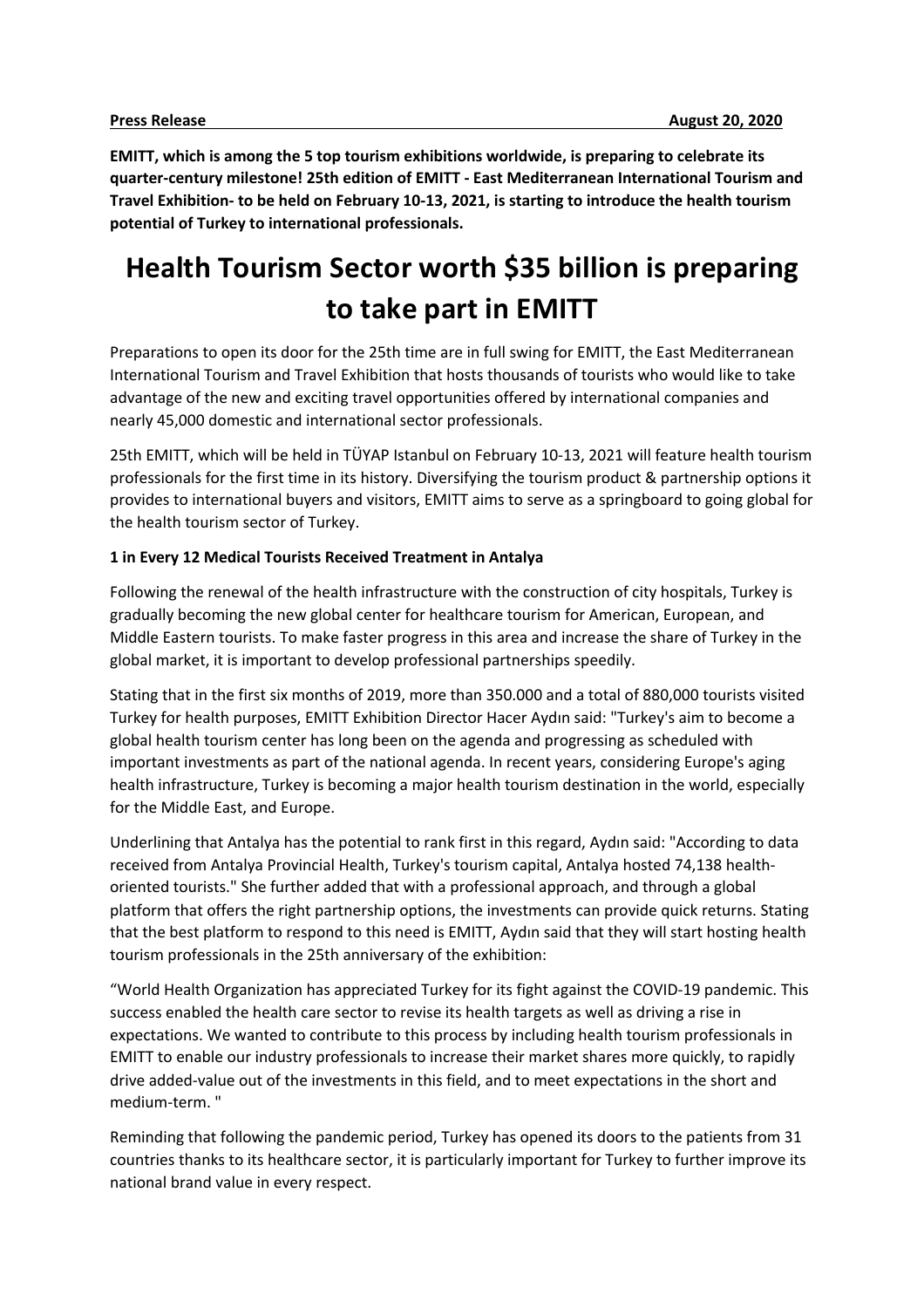**Press Release** **August 20, 2020**

**EMITT, which is among the 5 top tourism exhibitions worldwide, is preparing to celebrate its quarter-century milestone! 25th edition of EMITT - East Mediterranean International Tourism and Travel Exhibition- to be held on February 10-13, 2021, is starting to introduce the health tourism potential of Turkey to international professionals.**

# Health Tourism Sector worth $35 billion is preparing to take part in EMITT

Preparations to open its door for the 25th time are in full swing for EMITT, the East Mediterranean International Tourism and Travel Exhibition that hosts thousands of tourists who would like to take advantage of the new and exciting travel opportunities offered by international companies and nearly 45,000 domestic and international sector professionals.

25th EMITT, which will be held in TÜYAP Istanbul on February 10-13, 2021 will feature health tourism professionals for the first time in its history. Diversifying the tourism product & partnership options it provides to international buyers and visitors, EMITT aims to serve as a springboard to going global for the health tourism sector of Turkey.

**1 in Every 12 Medical Tourists Received Treatment in Antalya**

Following the renewal of the health infrastructure with the construction of city hospitals, Turkey is gradually becoming the new global center for healthcare tourism for American, European, and Middle Eastern tourists. To make faster progress in this area and increase the share of Turkey in the global market, it is important to develop professional partnerships speedily.

Stating that in the first six months of 2019, more than 350.000 and a total of 880,000 tourists visited Turkey for health purposes, EMITT Exhibition Director Hacer Aydın said: "Turkey's aim to become a global health tourism center has long been on the agenda and progressing as scheduled with important investments as part of the national agenda. In recent years, considering Europe's aging health infrastructure, Turkey is becoming a major health tourism destination in the world, especially for the Middle East, and Europe.

Underlining that Antalya has the potential to rank first in this regard, Aydın said: "According to data received from Antalya Provincial Health, Turkey's tourism capital, Antalya hosted 74,138 health-oriented tourists." She further added that with a professional approach, and through a global platform that offers the right partnership options, the investments can provide quick returns. Stating that the best platform to respond to this need is EMITT, Aydın said that they will start hosting health tourism professionals in the 25th anniversary of the exhibition:

"World Health Organization has appreciated Turkey for its fight against the COVID-19 pandemic. This success enabled the health care sector to revise its health targets as well as driving a rise in expectations. We wanted to contribute to this process by including health tourism professionals in EMITT to enable our industry professionals to increase their market shares more quickly, to rapidly drive added-value out of the investments in this field, and to meet expectations in the short and medium-term. "

Reminding that following the pandemic period, Turkey has opened its doors to the patients from 31 countries thanks to its healthcare sector, it is particularly important for Turkey to further improve its national brand value in every respect.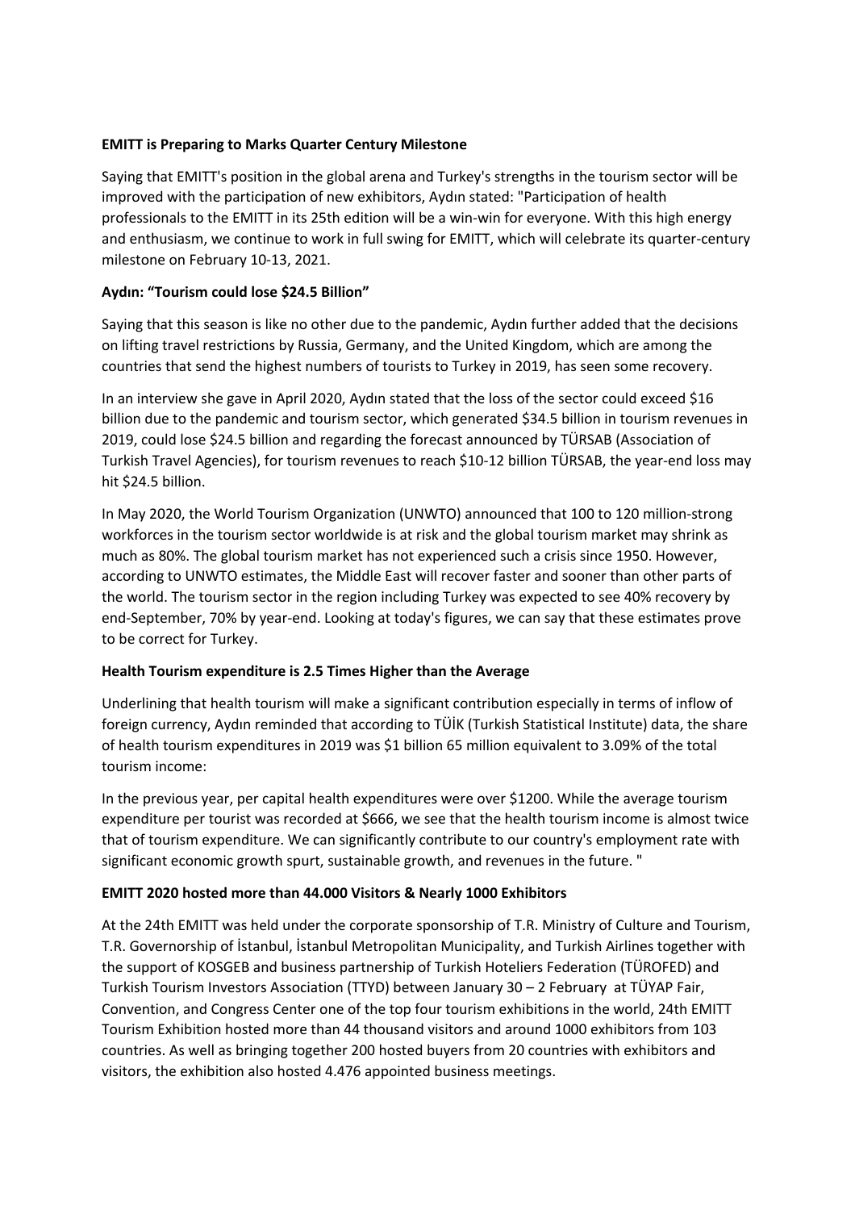**EMITT is Preparing to Marks Quarter Century Milestone**

Saying that EMITT's position in the global arena and Turkey's strengths in the tourism sector will be improved with the participation of new exhibitors, Aydın stated: "Participation of health professionals to the EMITT in its 25th edition will be a win-win for everyone. With this high energy and enthusiasm, we continue to work in full swing for EMITT, which will celebrate its quarter-century milestone on February 10-13, 2021.

**Aydın: "Tourism could lose $24.5 Billion"**

Saying that this season is like no other due to the pandemic, Aydın further added that the decisions on lifting travel restrictions by Russia, Germany, and the United Kingdom, which are among the countries that send the highest numbers of tourists to Turkey in 2019, has seen some recovery.

In an interview she gave in April 2020, Aydın stated that the loss of the sector could exceed $16 billion due to the pandemic and tourism sector, which generated $34.5 billion in tourism revenues in 2019, could lose $24.5 billion and regarding the forecast announced by TÜRSAB (Association of Turkish Travel Agencies), for tourism revenues to reach $10-12 billion TÜRSAB, the year-end loss may hit $24.5 billion.

In May 2020, the World Tourism Organization (UNWTO) announced that 100 to 120 million-strong workforces in the tourism sector worldwide is at risk and the global tourism market may shrink as much as 80%. The global tourism market has not experienced such a crisis since 1950. However, according to UNWTO estimates, the Middle East will recover faster and sooner than other parts of the world. The tourism sector in the region including Turkey was expected to see 40% recovery by end-September, 70% by year-end. Looking at today's figures, we can say that these estimates prove to be correct for Turkey.

**Health Tourism expenditure is 2.5 Times Higher than the Average**

Underlining that health tourism will make a significant contribution especially in terms of inflow of foreign currency, Aydın reminded that according to TÜİK (Turkish Statistical Institute) data, the share of health tourism expenditures in 2019 was $1 billion 65 million equivalent to 3.09% of the total tourism income:

In the previous year, per capital health expenditures were over $1200. While the average tourism expenditure per tourist was recorded at $666, we see that the health tourism income is almost twice that of tourism expenditure. We can significantly contribute to our country's employment rate with significant economic growth spurt, sustainable growth, and revenues in the future. "

**EMITT 2020 hosted more than 44.000 Visitors & Nearly 1000 Exhibitors**

At the 24th EMITT was held under the corporate sponsorship of T.R. Ministry of Culture and Tourism, T.R. Governorship of İstanbul, İstanbul Metropolitan Municipality, and Turkish Airlines together with the support of KOSGEB and business partnership of Turkish Hoteliers Federation (TÜROFED) and Turkish Tourism Investors Association (TTYD) between January 30 – 2 February at TÜYAP Fair, Convention, and Congress Center one of the top four tourism exhibitions in the world, 24th EMITT Tourism Exhibition hosted more than 44 thousand visitors and around 1000 exhibitors from 103 countries. As well as bringing together 200 hosted buyers from 20 countries with exhibitors and visitors, the exhibition also hosted 4.476 appointed business meetings.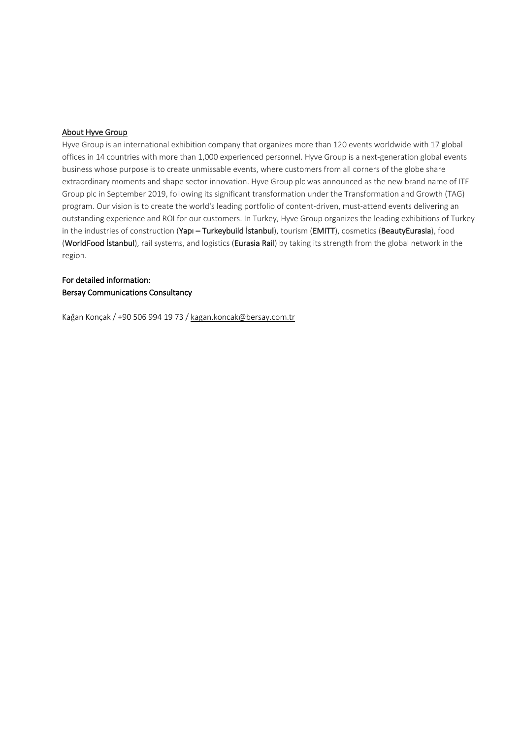About Hyve Group

Hyve Group is an international exhibition company that organizes more than 120 events worldwide with 17 global offices in 14 countries with more than 1,000 experienced personnel. Hyve Group is a next-generation global events business whose purpose is to create unmissable events, where customers from all corners of the globe share extraordinary moments and shape sector innovation. Hyve Group plc was announced as the new brand name of ITE Group plc in September 2019, following its significant transformation under the Transformation and Growth (TAG) program. Our vision is to create the world's leading portfolio of content-driven, must-attend events delivering an outstanding experience and ROI for our customers. In Turkey, Hyve Group organizes the leading exhibitions of Turkey in the industries of construction (**Yapı – Turkeybuild İstanbul**), tourism (**EMITT**), cosmetics (**BeautyEurasia**), food (**WorldFood İstanbul**), rail systems, and logistics (**Eurasia Rail**) by taking its strength from the global network in the region.

**For detailed information:**
**Bersay Communications Consultancy**

Kağan Konçak / +90 506 994 19 73 / kagan.koncak@bersay.com.tr